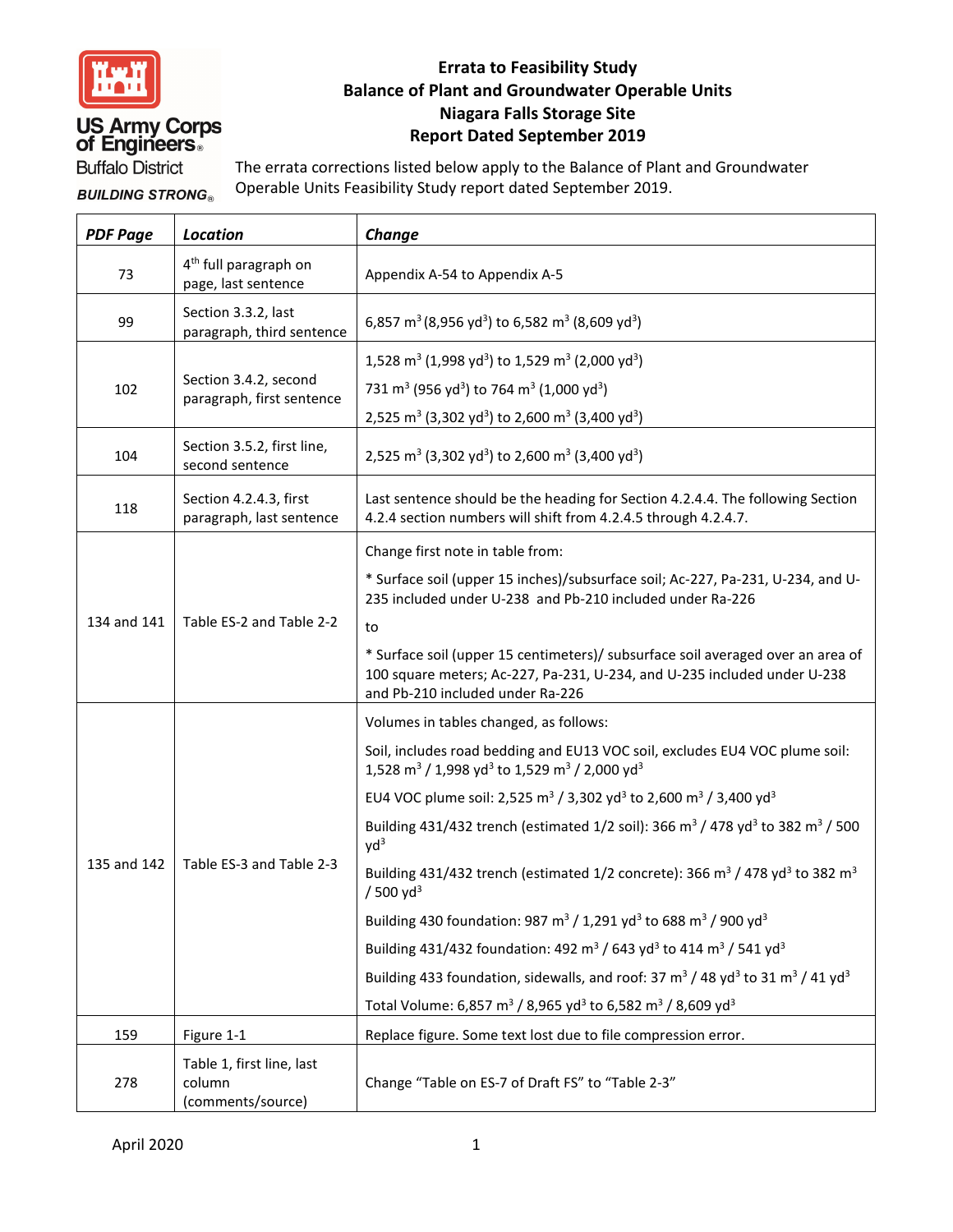US Army Corps of Engineers
Buffalo District
BUILDING STRONG

# Errata to Feasibility Study
## Balance of Plant and Groundwater Operable Units
## Niagara Falls Storage Site
## Report Dated September 2019

The errata corrections listed below apply to the Balance of Plant and Groundwater Operable Units Feasibility Study report dated September 2019.

| ***PDF Page*** | ***Location*** | ***Change*** |
|---|---|---|
| 73 | 4th full paragraph on page, last sentence | Appendix A-54 to Appendix A-5 |
| 99 | Section 3.3.2, last paragraph, third sentence | 6,857 $m^3$ (8,956 $yd^3$) to 6,582 $m^3$ (8,609 $yd^3$) |
| 102 | Section 3.4.2, second paragraph, first sentence | 1,528 $m^3$ (1,998 $yd^3$) to 1,529 $m^3$ (2,000 $yd^3$)<br>731 $m^3$ (956 $yd^3$) to 764 $m^3$ (1,000 $yd^3$)<br>2,525 $m^3$ (3,302 $yd^3$) to 2,600 $m^3$ (3,400 $yd^3$) |
| 104 | Section 3.5.2, first line, second sentence | 2,525 $m^3$ (3,302 $yd^3$) to 2,600 $m^3$ (3,400 $yd^3$) |
| 118 | Section 4.2.4.3, first paragraph, last sentence | Last sentence should be the heading for Section 4.2.4.4. The following Section 4.2.4 section numbers will shift from 4.2.4.5 through 4.2.4.7. |
| 134 and 141 | Table ES-2 and Table 2-2 | Change first note in table from:<br>* Surface soil (upper 15 inches)/subsurface soil; Ac-227, Pa-231, U-234, and U-235 included under U-238 and Pb-210 included under Ra-226<br>to<br>* Surface soil (upper 15 centimeters)/ subsurface soil averaged over an area of 100 square meters; Ac-227, Pa-231, U-234, and U-235 included under U-238 and Pb-210 included under Ra-226 |
| 135 and 142 | Table ES-3 and Table 2-3 | Volumes in tables changed, as follows:<br>Soil, includes road bedding and EU13 VOC soil, excludes EU4 VOC plume soil: 1,528 $m^3$ / 1,998 $yd^3$ to 1,529 $m^3$ / 2,000 $yd^3$<br>EU4 VOC plume soil: 2,525 $m^3$ / 3,302 $yd^3$ to 2,600 $m^3$ / 3,400 $yd^3$<br>Building 431/432 trench (estimated 1/2 soil): 366 $m^3$ / 478 $yd^3$ to 382 $m^3$ / 500 $yd^3$<br>Building 431/432 trench (estimated 1/2 concrete): 366 $m^3$ / 478 $yd^3$ to 382 $m^3$ / 500 $yd^3$<br>Building 430 foundation: 987 $m^3$ / 1,291 $yd^3$ to 688 $m^3$ / 900 $yd^3$<br>Building 431/432 foundation: 492 $m^3$ / 643 $yd^3$ to 414 $m^3$ / 541 $yd^3$<br>Building 433 foundation, sidewalls, and roof: 37 $m^3$ / 48 $yd^3$ to 31 $m^3$ / 41 $yd^3$<br>Total Volume: 6,857 $m^3$ / 8,965 $yd^3$ to 6,582 $m^3$ / 8,609 $yd^3$ |
| 159 | Figure 1-1 | Replace figure. Some text lost due to file compression error. |
| 278 | Table 1, first line, last column (comments/source) | Change "Table on ES-7 of Draft FS" to "Table 2-3" |

April 2020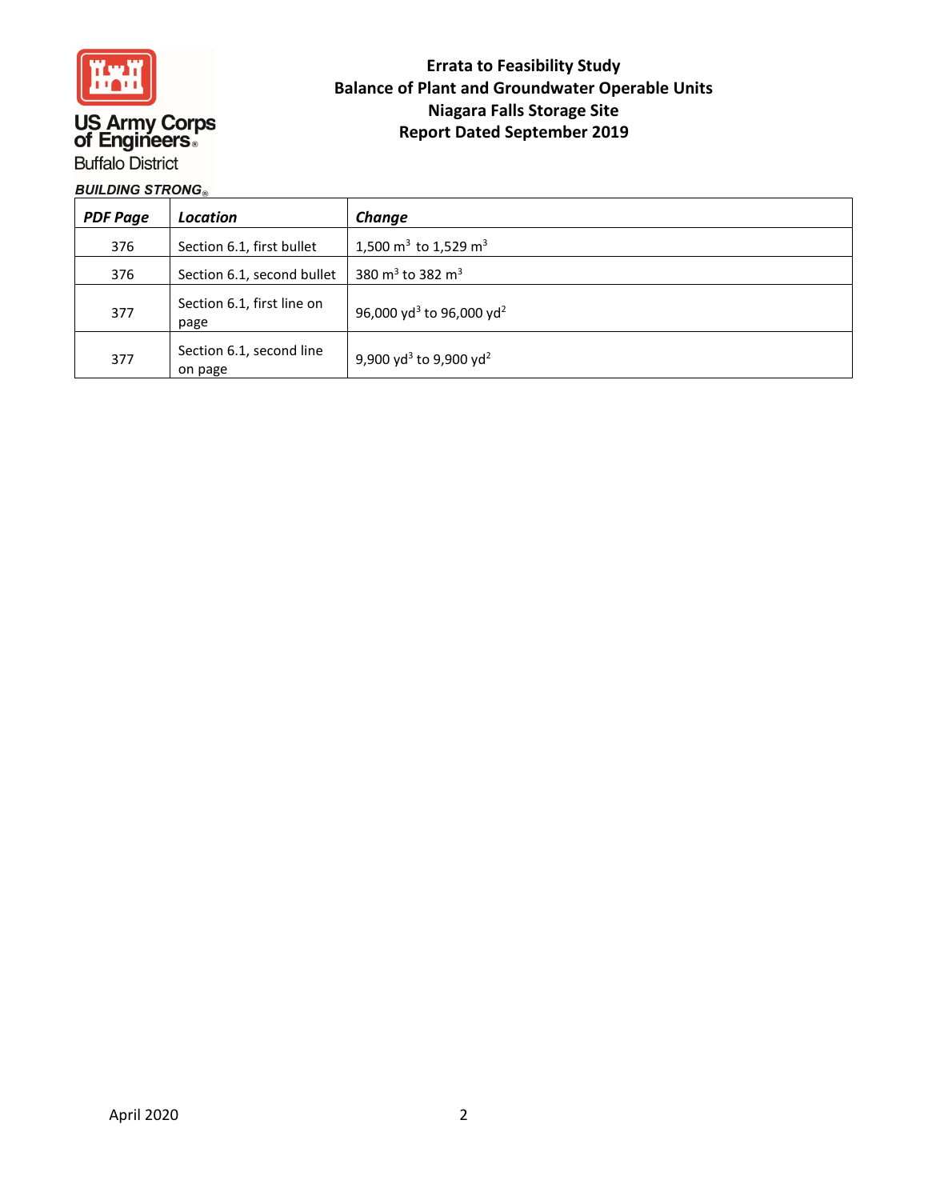US Army Corps of Engineers
Buffalo District

*BUILDING STRONG®*

**Errata to Feasibility Study**
**Balance of Plant and Groundwater Operable Units**
**Niagara Falls Storage Site**
**Report Dated September 2019**

| ***PDF Page*** | ***Location*** | ***Change*** |
|---|---|---|
| 376 | Section 6.1, first bullet | 1,500 $m^3$ to 1,529 $m^3$ |
| 376 | Section 6.1, second bullet | 380 $m^3$ to 382 $m^3$ |
| 377 | Section 6.1, first line on page | 96,000 $yd^3$ to 96,000 $yd^2$ |
| 377 | Section 6.1, second line on page | 9,900 $yd^3$ to 9,900 $yd^2$ |

April 2020